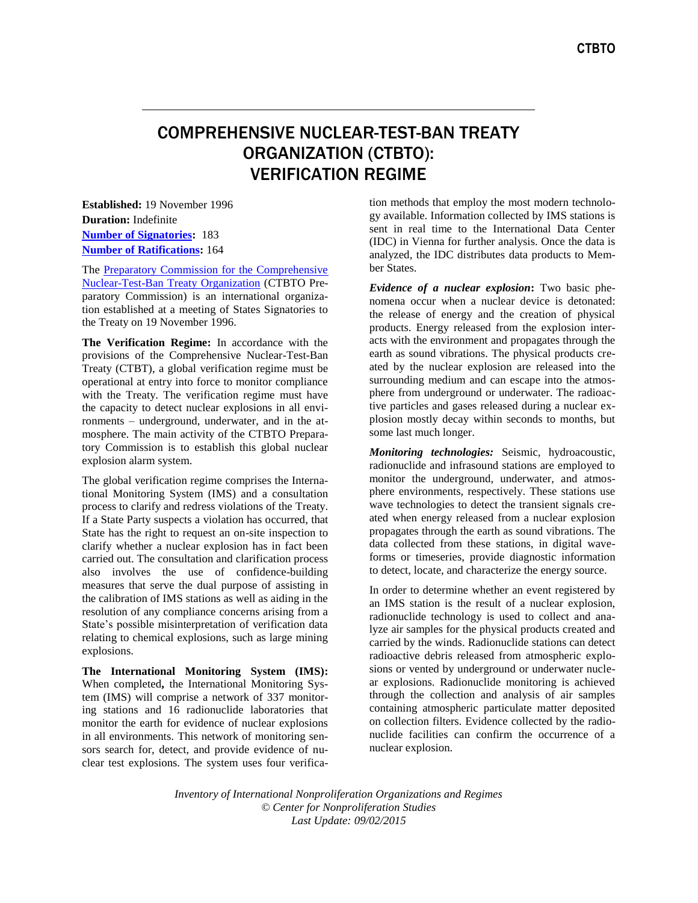# COMPREHENSIVE NUCLEAR-TEST-BAN TREATY ORGANIZATION (CTBTO): VERIFICATION REGIME

**Established:** 19 November 1996
**Duration:** Indefinite
**Number of Signatories:** 183
**Number of Ratifications:** 164

The Preparatory Commission for the Comprehensive Nuclear-Test-Ban Treaty Organization (CTBTO Preparatory Commission) is an international organization established at a meeting of States Signatories to the Treaty on 19 November 1996.

**The Verification Regime:** In accordance with the provisions of the Comprehensive Nuclear-Test-Ban Treaty (CTBT), a global verification regime must be operational at entry into force to monitor compliance with the Treaty. The verification regime must have the capacity to detect nuclear explosions in all environments – underground, underwater, and in the atmosphere. The main activity of the CTBTO Preparatory Commission is to establish this global nuclear explosion alarm system.

The global verification regime comprises the International Monitoring System (IMS) and a consultation process to clarify and redress violations of the Treaty. If a State Party suspects a violation has occurred, that State has the right to request an on-site inspection to clarify whether a nuclear explosion has in fact been carried out. The consultation and clarification process also involves the use of confidence-building measures that serve the dual purpose of assisting in the calibration of IMS stations as well as aiding in the resolution of any compliance concerns arising from a State's possible misinterpretation of verification data relating to chemical explosions, such as large mining explosions.

**The International Monitoring System (IMS):** When completed**,** the International Monitoring System (IMS) will comprise a network of 337 monitoring stations and 16 radionuclide laboratories that monitor the earth for evidence of nuclear explosions in all environments. This network of monitoring sensors search for, detect, and provide evidence of nuclear test explosions. The system uses four verification methods that employ the most modern technology available. Information collected by IMS stations is sent in real time to the International Data Center (IDC) in Vienna for further analysis. Once the data is analyzed, the IDC distributes data products to Member States.

***Evidence of a nuclear explosion*:** Two basic phenomena occur when a nuclear device is detonated: the release of energy and the creation of physical products. Energy released from the explosion interacts with the environment and propagates through the earth as sound vibrations. The physical products created by the nuclear explosion are released into the surrounding medium and can escape into the atmosphere from underground or underwater. The radioactive particles and gases released during a nuclear explosion mostly decay within seconds to months, but some last much longer.

***Monitoring technologies:*** Seismic, hydroacoustic, radionuclide and infrasound stations are employed to monitor the underground, underwater, and atmosphere environments, respectively. These stations use wave technologies to detect the transient signals created when energy released from a nuclear explosion propagates through the earth as sound vibrations. The data collected from these stations, in digital waveforms or timeseries, provide diagnostic information to detect, locate, and characterize the energy source.

In order to determine whether an event registered by an IMS station is the result of a nuclear explosion, radionuclide technology is used to collect and analyze air samples for the physical products created and carried by the winds. Radionuclide stations can detect radioactive debris released from atmospheric explosions or vented by underground or underwater nuclear explosions. Radionuclide monitoring is achieved through the collection and analysis of air samples containing atmospheric particulate matter deposited on collection filters. Evidence collected by the radionuclide facilities can confirm the occurrence of a nuclear explosion.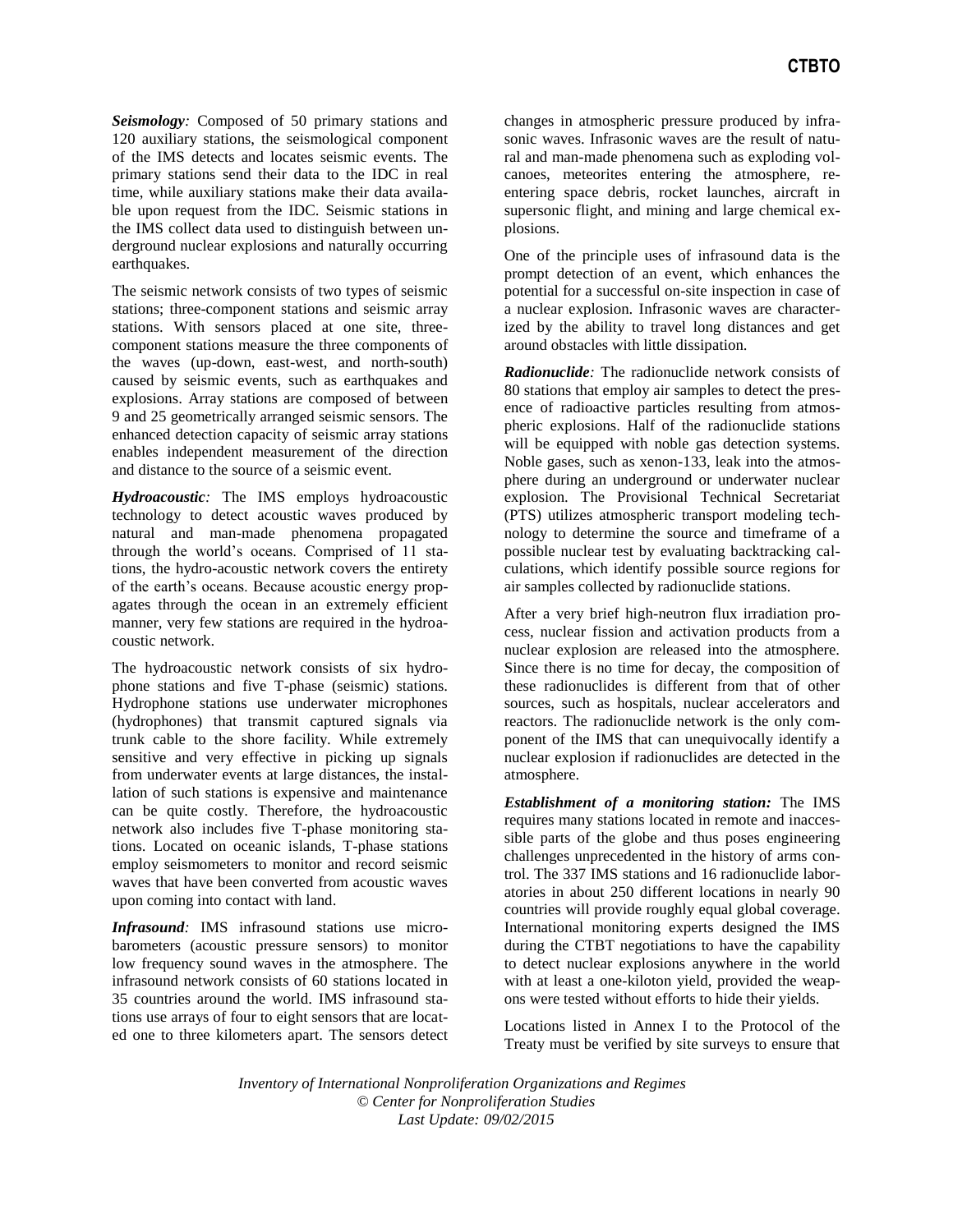***Seismology:*** Composed of 50 primary stations and 120 auxiliary stations, the seismological component of the IMS detects and locates seismic events. The primary stations send their data to the IDC in real time, while auxiliary stations make their data available upon request from the IDC. Seismic stations in the IMS collect data used to distinguish between underground nuclear explosions and naturally occurring earthquakes.

The seismic network consists of two types of seismic stations; three-component stations and seismic array stations. With sensors placed at one site, three-component stations measure the three components of the waves (up-down, east-west, and north-south) caused by seismic events, such as earthquakes and explosions. Array stations are composed of between 9 and 25 geometrically arranged seismic sensors. The enhanced detection capacity of seismic array stations enables independent measurement of the direction and distance to the source of a seismic event.

***Hydroacoustic:*** The IMS employs hydroacoustic technology to detect acoustic waves produced by natural and man-made phenomena propagated through the world's oceans. Comprised of 11 stations, the hydro-acoustic network covers the entirety of the earth's oceans. Because acoustic energy propagates through the ocean in an extremely efficient manner, very few stations are required in the hydroacoustic network.

The hydroacoustic network consists of six hydrophone stations and five T-phase (seismic) stations. Hydrophone stations use underwater microphones (hydrophones) that transmit captured signals via trunk cable to the shore facility. While extremely sensitive and very effective in picking up signals from underwater events at large distances, the installation of such stations is expensive and maintenance can be quite costly. Therefore, the hydroacoustic network also includes five T-phase monitoring stations. Located on oceanic islands, T-phase stations employ seismometers to monitor and record seismic waves that have been converted from acoustic waves upon coming into contact with land.

***Infrasound:*** IMS infrasound stations use microbarometers (acoustic pressure sensors) to monitor low frequency sound waves in the atmosphere. The infrasound network consists of 60 stations located in 35 countries around the world. IMS infrasound stations use arrays of four to eight sensors that are located one to three kilometers apart. The sensors detect changes in atmospheric pressure produced by infrasonic waves. Infrasonic waves are the result of natural and man-made phenomena such as exploding volcanoes, meteorites entering the atmosphere, re-entering space debris, rocket launches, aircraft in supersonic flight, and mining and large chemical explosions.

One of the principle uses of infrasound data is the prompt detection of an event, which enhances the potential for a successful on-site inspection in case of a nuclear explosion. Infrasonic waves are characterized by the ability to travel long distances and get around obstacles with little dissipation.

***Radionuclide:*** The radionuclide network consists of 80 stations that employ air samples to detect the presence of radioactive particles resulting from atmospheric explosions. Half of the radionuclide stations will be equipped with noble gas detection systems. Noble gases, such as xenon-133, leak into the atmosphere during an underground or underwater nuclear explosion. The Provisional Technical Secretariat (PTS) utilizes atmospheric transport modeling technology to determine the source and timeframe of a possible nuclear test by evaluating backtracking calculations, which identify possible source regions for air samples collected by radionuclide stations.

After a very brief high-neutron flux irradiation process, nuclear fission and activation products from a nuclear explosion are released into the atmosphere. Since there is no time for decay, the composition of these radionuclides is different from that of other sources, such as hospitals, nuclear accelerators and reactors. The radionuclide network is the only component of the IMS that can unequivocally identify a nuclear explosion if radionuclides are detected in the atmosphere.

**Establishment of a monitoring station:** The IMS requires many stations located in remote and inaccessible parts of the globe and thus poses engineering challenges unprecedented in the history of arms control. The 337 IMS stations and 16 radionuclide laboratories in about 250 different locations in nearly 90 countries will provide roughly equal global coverage. International monitoring experts designed the IMS during the CTBT negotiations to have the capability to detect nuclear explosions anywhere in the world with at least a one-kiloton yield, provided the weapons were tested without efforts to hide their yields.

Locations listed in Annex I to the Protocol of the Treaty must be verified by site surveys to ensure that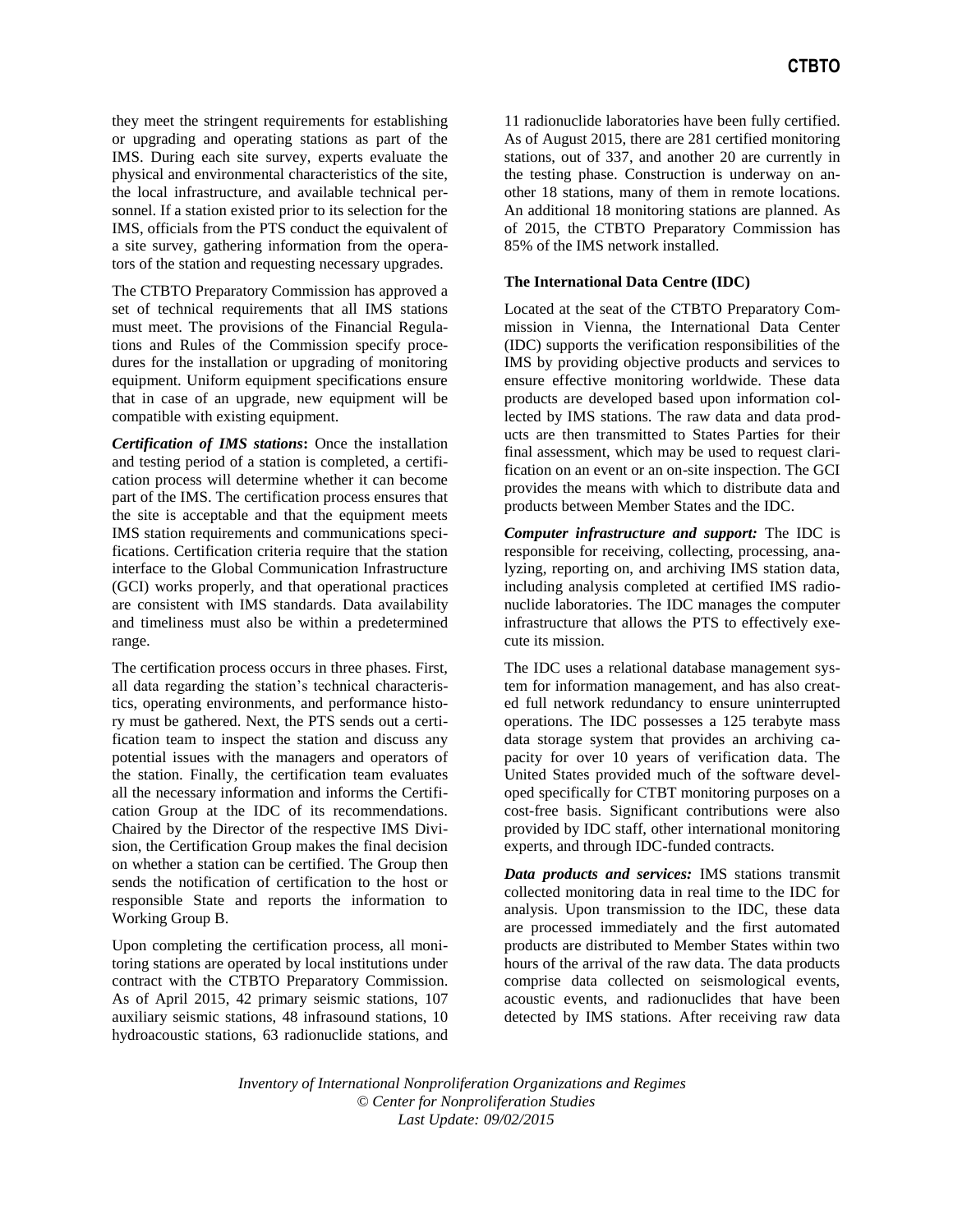they meet the stringent requirements for establishing or upgrading and operating stations as part of the IMS. During each site survey, experts evaluate the physical and environmental characteristics of the site, the local infrastructure, and available technical personnel. If a station existed prior to its selection for the IMS, officials from the PTS conduct the equivalent of a site survey, gathering information from the operators of the station and requesting necessary upgrades.

The CTBTO Preparatory Commission has approved a set of technical requirements that all IMS stations must meet. The provisions of the Financial Regulations and Rules of the Commission specify procedures for the installation or upgrading of monitoring equipment. Uniform equipment specifications ensure that in case of an upgrade, new equipment will be compatible with existing equipment.

***Certification of IMS stations*:** Once the installation and testing period of a station is completed, a certification process will determine whether it can become part of the IMS. The certification process ensures that the site is acceptable and that the equipment meets IMS station requirements and communications specifications. Certification criteria require that the station interface to the Global Communication Infrastructure (GCI) works properly, and that operational practices are consistent with IMS standards. Data availability and timeliness must also be within a predetermined range.

The certification process occurs in three phases. First, all data regarding the station's technical characteristics, operating environments, and performance history must be gathered. Next, the PTS sends out a certification team to inspect the station and discuss any potential issues with the managers and operators of the station. Finally, the certification team evaluates all the necessary information and informs the Certification Group at the IDC of its recommendations. Chaired by the Director of the respective IMS Division, the Certification Group makes the final decision on whether a station can be certified. The Group then sends the notification of certification to the host or responsible State and reports the information to Working Group B.

Upon completing the certification process, all monitoring stations are operated by local institutions under contract with the CTBTO Preparatory Commission. As of April 2015, 42 primary seismic stations, 107 auxiliary seismic stations, 48 infrasound stations, 10 hydroacoustic stations, 63 radionuclide stations, and 11 radionuclide laboratories have been fully certified. As of August 2015, there are 281 certified monitoring stations, out of 337, and another 20 are currently in the testing phase. Construction is underway on another 18 stations, many of them in remote locations. An additional 18 monitoring stations are planned. As of 2015, the CTBTO Preparatory Commission has 85% of the IMS network installed.

**The International Data Centre (IDC)**

Located at the seat of the CTBTO Preparatory Commission in Vienna, the International Data Center (IDC) supports the verification responsibilities of the IMS by providing objective products and services to ensure effective monitoring worldwide. These data products are developed based upon information collected by IMS stations. The raw data and data products are then transmitted to States Parties for their final assessment, which may be used to request clarification on an event or an on-site inspection. The GCI provides the means with which to distribute data and products between Member States and the IDC.

***Computer infrastructure and support:*** The IDC is responsible for receiving, collecting, processing, analyzing, reporting on, and archiving IMS station data, including analysis completed at certified IMS radionuclide laboratories. The IDC manages the computer infrastructure that allows the PTS to effectively execute its mission.

The IDC uses a relational database management system for information management, and has also created full network redundancy to ensure uninterrupted operations. The IDC possesses a 125 terabyte mass data storage system that provides an archiving capacity for over 10 years of verification data. The United States provided much of the software developed specifically for CTBT monitoring purposes on a cost-free basis. Significant contributions were also provided by IDC staff, other international monitoring experts, and through IDC-funded contracts.

***Data products and services:*** IMS stations transmit collected monitoring data in real time to the IDC for analysis. Upon transmission to the IDC, these data are processed immediately and the first automated products are distributed to Member States within two hours of the arrival of the raw data. The data products comprise data collected on seismological events, acoustic events, and radionuclides that have been detected by IMS stations. After receiving raw data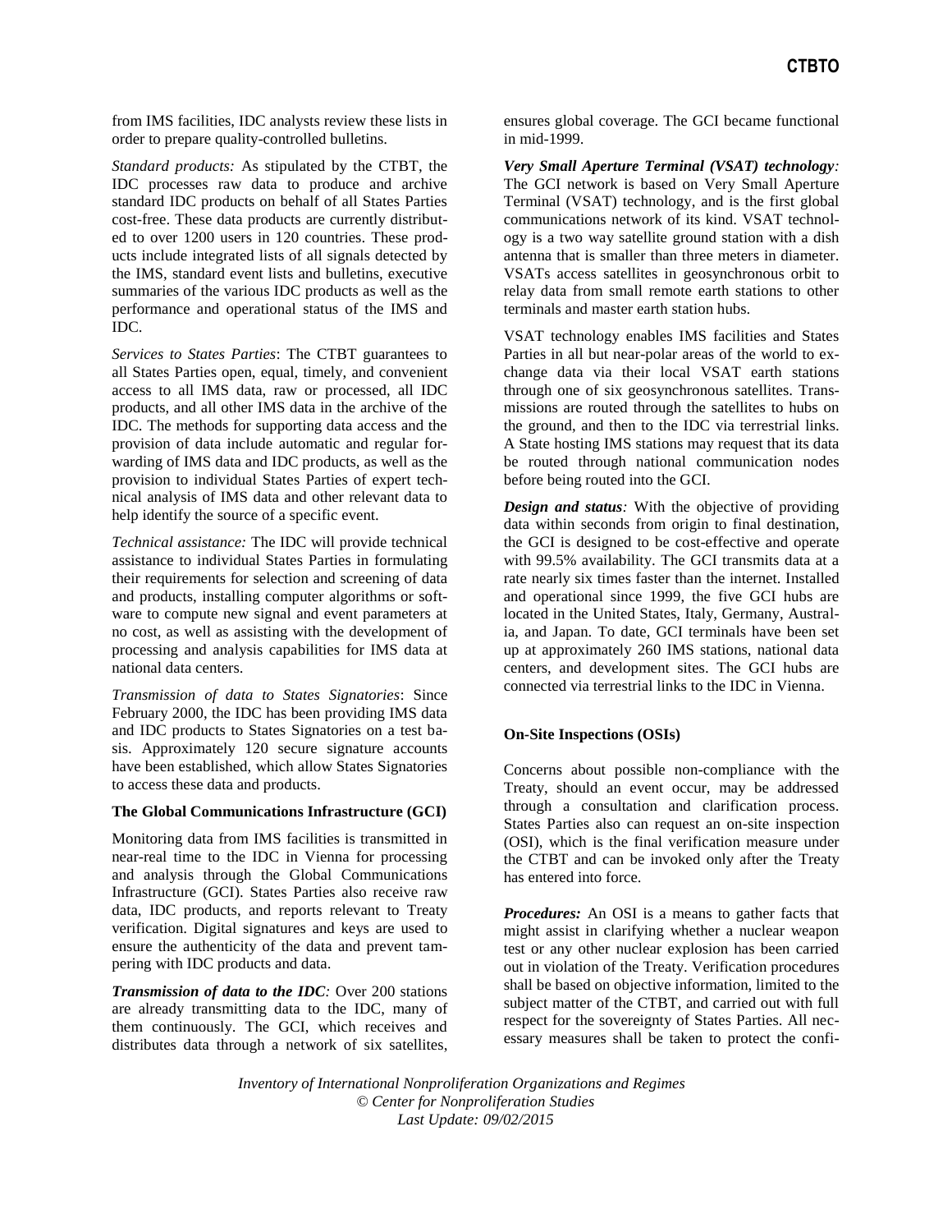from IMS facilities, IDC analysts review these lists in order to prepare quality-controlled bulletins.

*Standard products:* As stipulated by the CTBT, the IDC processes raw data to produce and archive standard IDC products on behalf of all States Parties cost-free. These data products are currently distributed to over 1200 users in 120 countries. These products include integrated lists of all signals detected by the IMS, standard event lists and bulletins, executive summaries of the various IDC products as well as the performance and operational status of the IMS and IDC.

*Services to States Parties*: The CTBT guarantees to all States Parties open, equal, timely, and convenient access to all IMS data, raw or processed, all IDC products, and all other IMS data in the archive of the IDC. The methods for supporting data access and the provision of data include automatic and regular forwarding of IMS data and IDC products, as well as the provision to individual States Parties of expert technical analysis of IMS data and other relevant data to help identify the source of a specific event.

*Technical assistance:* The IDC will provide technical assistance to individual States Parties in formulating their requirements for selection and screening of data and products, installing computer algorithms or software to compute new signal and event parameters at no cost, as well as assisting with the development of processing and analysis capabilities for IMS data at national data centers.

*Transmission of data to States Signatories*: Since February 2000, the IDC has been providing IMS data and IDC products to States Signatories on a test basis. Approximately 120 secure signature accounts have been established, which allow States Signatories to access these data and products.

**The Global Communications Infrastructure (GCI)**

Monitoring data from IMS facilities is transmitted in near-real time to the IDC in Vienna for processing and analysis through the Global Communications Infrastructure (GCI). States Parties also receive raw data, IDC products, and reports relevant to Treaty verification. Digital signatures and keys are used to ensure the authenticity of the data and prevent tampering with IDC products and data.

***Transmission of data to the IDC:*** Over 200 stations are already transmitting data to the IDC, many of them continuously. The GCI, which receives and distributes data through a network of six satellites, ensures global coverage. The GCI became functional in mid-1999.

***Very Small Aperture Terminal (VSAT) technology:*** The GCI network is based on Very Small Aperture Terminal (VSAT) technology, and is the first global communications network of its kind. VSAT technology is a two way satellite ground station with a dish antenna that is smaller than three meters in diameter. VSATs access satellites in geosynchronous orbit to relay data from small remote earth stations to other terminals and master earth station hubs.

VSAT technology enables IMS facilities and States Parties in all but near-polar areas of the world to exchange data via their local VSAT earth stations through one of six geosynchronous satellites. Transmissions are routed through the satellites to hubs on the ground, and then to the IDC via terrestrial links. A State hosting IMS stations may request that its data be routed through national communication nodes before being routed into the GCI.

***Design and status:*** With the objective of providing data within seconds from origin to final destination, the GCI is designed to be cost-effective and operate with 99.5% availability. The GCI transmits data at a rate nearly six times faster than the internet. Installed and operational since 1999, the five GCI hubs are located in the United States, Italy, Germany, Australia, and Japan. To date, GCI terminals have been set up at approximately 260 IMS stations, national data centers, and development sites. The GCI hubs are connected via terrestrial links to the IDC in Vienna.

**On-Site Inspections (OSIs)**

Concerns about possible non-compliance with the Treaty, should an event occur, may be addressed through a consultation and clarification process. States Parties also can request an on-site inspection (OSI), which is the final verification measure under the CTBT and can be invoked only after the Treaty has entered into force.

***Procedures:*** An OSI is a means to gather facts that might assist in clarifying whether a nuclear weapon test or any other nuclear explosion has been carried out in violation of the Treaty. Verification procedures shall be based on objective information, limited to the subject matter of the CTBT, and carried out with full respect for the sovereignty of States Parties. All necessary measures shall be taken to protect the confi-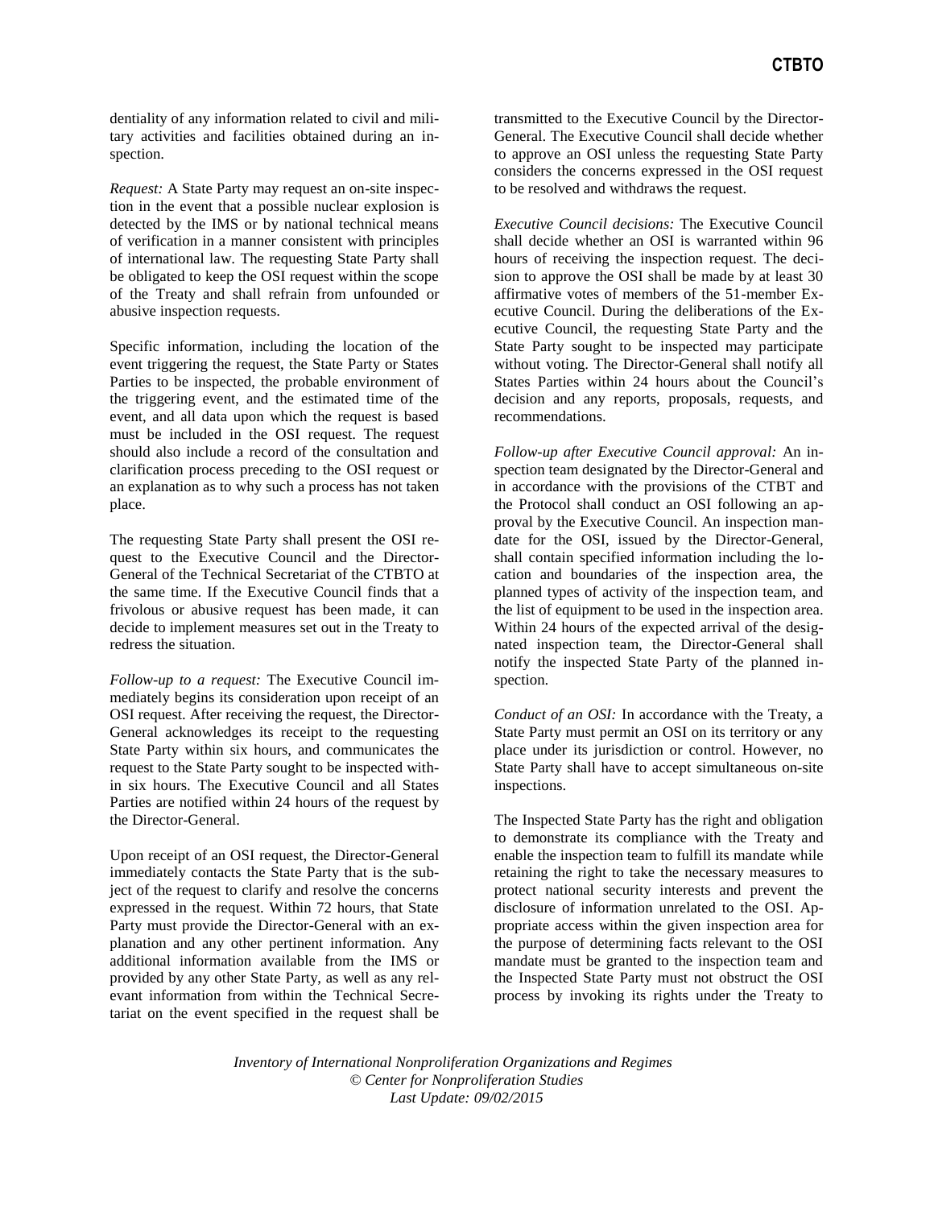dentiality of any information related to civil and military activities and facilities obtained during an inspection.

*Request:* A State Party may request an on-site inspection in the event that a possible nuclear explosion is detected by the IMS or by national technical means of verification in a manner consistent with principles of international law. The requesting State Party shall be obligated to keep the OSI request within the scope of the Treaty and shall refrain from unfounded or abusive inspection requests.

Specific information, including the location of the event triggering the request, the State Party or States Parties to be inspected, the probable environment of the triggering event, and the estimated time of the event, and all data upon which the request is based must be included in the OSI request. The request should also include a record of the consultation and clarification process preceding to the OSI request or an explanation as to why such a process has not taken place.

The requesting State Party shall present the OSI request to the Executive Council and the Director-General of the Technical Secretariat of the CTBTO at the same time. If the Executive Council finds that a frivolous or abusive request has been made, it can decide to implement measures set out in the Treaty to redress the situation.

*Follow-up to a request:* The Executive Council immediately begins its consideration upon receipt of an OSI request. After receiving the request, the Director-General acknowledges its receipt to the requesting State Party within six hours, and communicates the request to the State Party sought to be inspected within six hours. The Executive Council and all States Parties are notified within 24 hours of the request by the Director-General.

Upon receipt of an OSI request, the Director-General immediately contacts the State Party that is the subject of the request to clarify and resolve the concerns expressed in the request. Within 72 hours, that State Party must provide the Director-General with an explanation and any other pertinent information. Any additional information available from the IMS or provided by any other State Party, as well as any relevant information from within the Technical Secretariat on the event specified in the request shall be transmitted to the Executive Council by the Director-General. The Executive Council shall decide whether to approve an OSI unless the requesting State Party considers the concerns expressed in the OSI request to be resolved and withdraws the request.

*Executive Council decisions:* The Executive Council shall decide whether an OSI is warranted within 96 hours of receiving the inspection request. The decision to approve the OSI shall be made by at least 30 affirmative votes of members of the 51-member Executive Council. During the deliberations of the Executive Council, the requesting State Party and the State Party sought to be inspected may participate without voting. The Director-General shall notify all States Parties within 24 hours about the Council's decision and any reports, proposals, requests, and recommendations.

*Follow-up after Executive Council approval:* An inspection team designated by the Director-General and in accordance with the provisions of the CTBT and the Protocol shall conduct an OSI following an approval by the Executive Council. An inspection mandate for the OSI, issued by the Director-General, shall contain specified information including the location and boundaries of the inspection area, the planned types of activity of the inspection team, and the list of equipment to be used in the inspection area. Within 24 hours of the expected arrival of the designated inspection team, the Director-General shall notify the inspected State Party of the planned inspection.

*Conduct of an OSI:* In accordance with the Treaty, a State Party must permit an OSI on its territory or any place under its jurisdiction or control. However, no State Party shall have to accept simultaneous on-site inspections.

The Inspected State Party has the right and obligation to demonstrate its compliance with the Treaty and enable the inspection team to fulfill its mandate while retaining the right to take the necessary measures to protect national security interests and prevent the disclosure of information unrelated to the OSI. Appropriate access within the given inspection area for the purpose of determining facts relevant to the OSI mandate must be granted to the inspection team and the Inspected State Party must not obstruct the OSI process by invoking its rights under the Treaty to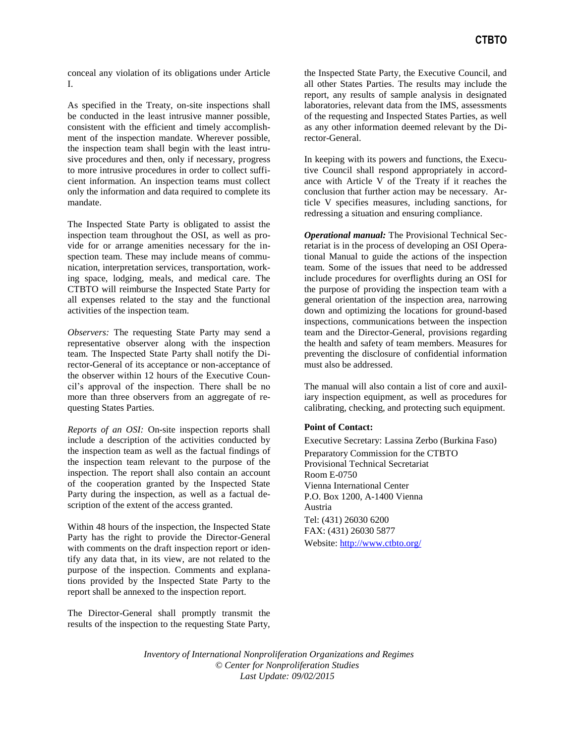conceal any violation of its obligations under Article I.

As specified in the Treaty, on-site inspections shall be conducted in the least intrusive manner possible, consistent with the efficient and timely accomplishment of the inspection mandate. Wherever possible, the inspection team shall begin with the least intrusive procedures and then, only if necessary, progress to more intrusive procedures in order to collect sufficient information. An inspection teams must collect only the information and data required to complete its mandate.

The Inspected State Party is obligated to assist the inspection team throughout the OSI, as well as provide for or arrange amenities necessary for the inspection team. These may include means of communication, interpretation services, transportation, working space, lodging, meals, and medical care. The CTBTO will reimburse the Inspected State Party for all expenses related to the stay and the functional activities of the inspection team.

*Observers:* The requesting State Party may send a representative observer along with the inspection team. The Inspected State Party shall notify the Director-General of its acceptance or non-acceptance of the observer within 12 hours of the Executive Council's approval of the inspection. There shall be no more than three observers from an aggregate of requesting States Parties.

*Reports of an OSI:* On-site inspection reports shall include a description of the activities conducted by the inspection team as well as the factual findings of the inspection team relevant to the purpose of the inspection. The report shall also contain an account of the cooperation granted by the Inspected State Party during the inspection, as well as a factual description of the extent of the access granted.

Within 48 hours of the inspection, the Inspected State Party has the right to provide the Director-General with comments on the draft inspection report or identify any data that, in its view, are not related to the purpose of the inspection. Comments and explanations provided by the Inspected State Party to the report shall be annexed to the inspection report.

The Director-General shall promptly transmit the results of the inspection to the requesting State Party, the Inspected State Party, the Executive Council, and all other States Parties. The results may include the report, any results of sample analysis in designated laboratories, relevant data from the IMS, assessments of the requesting and Inspected States Parties, as well as any other information deemed relevant by the Director-General.

In keeping with its powers and functions, the Executive Council shall respond appropriately in accordance with Article V of the Treaty if it reaches the conclusion that further action may be necessary. Article V specifies measures, including sanctions, for redressing a situation and ensuring compliance.

***Operational manual:*** The Provisional Technical Secretariat is in the process of developing an OSI Operational Manual to guide the actions of the inspection team. Some of the issues that need to be addressed include procedures for overflights during an OSI for the purpose of providing the inspection team with a general orientation of the inspection area, narrowing down and optimizing the locations for ground-based inspections, communications between the inspection team and the Director-General, provisions regarding the health and safety of team members. Measures for preventing the disclosure of confidential information must also be addressed.

The manual will also contain a list of core and auxiliary inspection equipment, as well as procedures for calibrating, checking, and protecting such equipment.

**Point of Contact:**

Executive Secretary: Lassina Zerbo (Burkina Faso)

Preparatory Commission for the CTBTO
Provisional Technical Secretariat
Room E-0750
Vienna International Center
P.O. Box 1200, A-1400 Vienna
Austria

Tel: (431) 26030 6200
FAX: (431) 26030 5877
Website: http://www.ctbto.org/